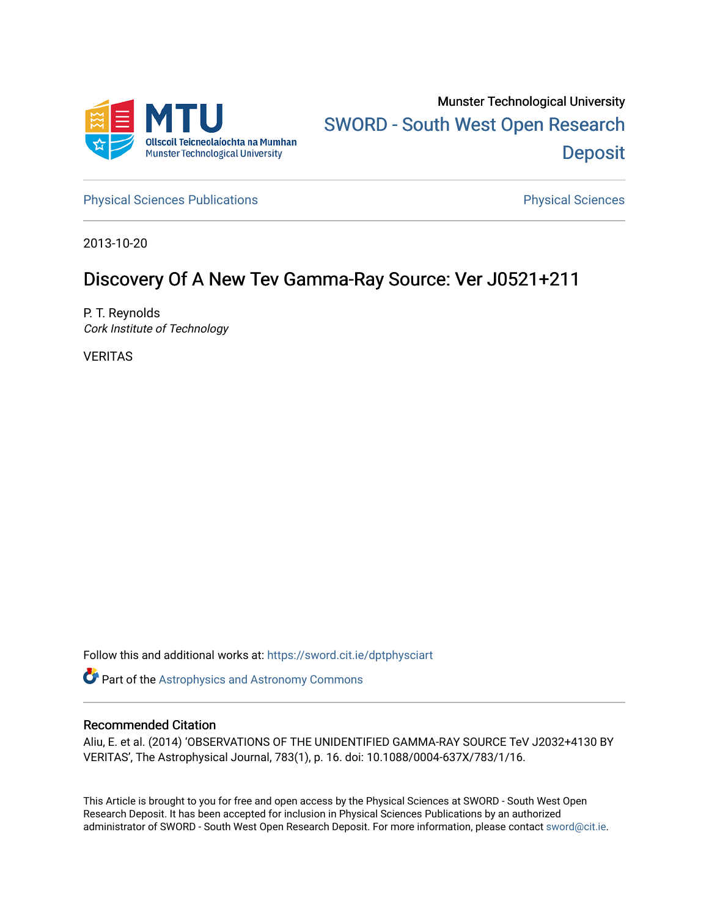Munster Technological University

SWORD - South West Open Research Deposit

Physical Sciences Publications

Physical Sciences

2013-10-20

# Discovery Of A New Tev Gamma-Ray Source: Ver J0521+211

P. T. Reynolds
*Cork Institute of Technology*

VERITAS

Follow this and additional works at: https://sword.cit.ie/dptphysciart

Part of the Astrophysics and Astronomy Commons

## Recommended Citation

Aliu, E. et al. (2014) 'OBSERVATIONS OF THE UNIDENTIFIED GAMMA-RAY SOURCE TeV J2032+4130 BY VERITAS', The Astrophysical Journal, 783(1), p. 16. doi: 10.1088/0004-637X/783/1/16.

This Article is brought to you for free and open access by the Physical Sciences at SWORD - South West Open Research Deposit. It has been accepted for inclusion in Physical Sciences Publications by an authorized administrator of SWORD - South West Open Research Deposit. For more information, please contact sword@cit.ie.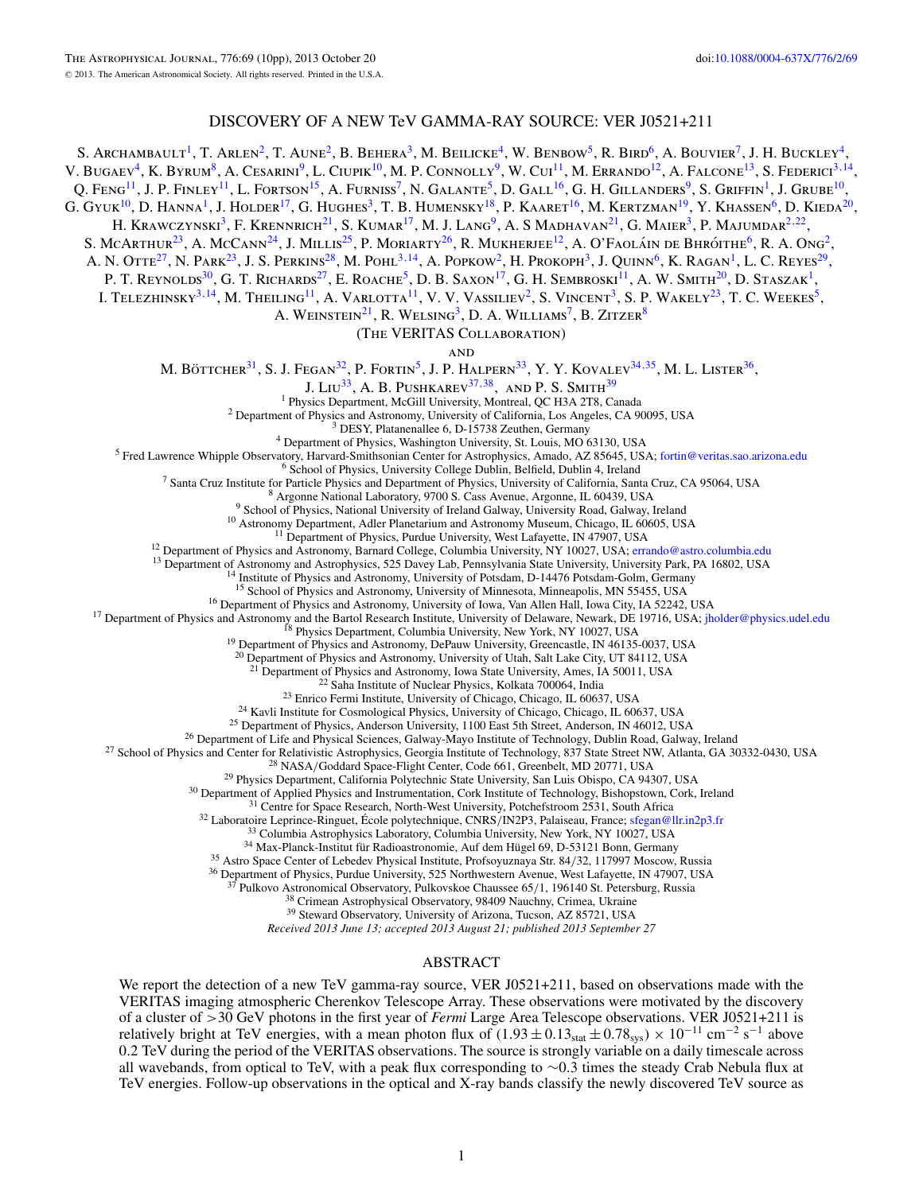# DISCOVERY OF A NEW TeV GAMMA-RAY SOURCE: VER J0521+211

S. Archambault[1], T. Arlen[2], T. Aune[2], B. Behera[3], M. Beilicke[4], W. Benbow[5], R. Bird[6], A. Bouvier[7], J. H. Buckley[4], V. Bugaev[4], K. Byrum[8], A. Cesarini[9], L. Ciupik[10], M. P. Connolly[9], W. Cui[11], M. Errando[12], A. Falcone[13], S. Federici[3,14], Q. Feng[11], J. P. Finley[11], L. Fortson[15], A. Furniss[7], N. Galante[5], D. Gall[16], G. H. Gillanders[9], S. Griffin[1], J. Grube[10], G. Gyuk[10], D. Hanna[1], J. Holder[17], G. Hughes[3], T. B. Humensky[18], P. Kaaret[16], M. Kertzman[19], Y. Khassen[6], D. Kieda[20], H. Krawczynski[3], F. Krennrich[21], S. Kumar[17], M. J. Lang[9], A. S Madhavan[21], G. Maier[3], P. Majumdar[2,22], S. McArthur[23], A. McCann[24], J. Millis[25], P. Moriarty[26], R. Mukherjee[12], A. O'Faoláin de Bhróithe[6], R. A. Ong[2], A. N. Otte[27], N. Park[23], J. S. Perkins[28], M. Pohl[3,14], A. Popkow[2], H. Prokoph[3], J. Quinn[6], K. Ragan[1], L. C. Reyes[29], P. T. Reynolds[30], G. T. Richards[27], E. Roache[5], D. B. Saxon[17], G. H. Sembroski[11], A. W. Smith[20], D. Staszak[1], I. Telezhinsky[3,14], M. Theiling[11], A. Varlotta[11], V. V. Vassiliev[2], S. Vincent[3], S. P. Wakely[23], T. C. Weekes[5], A. Weinstein[21], R. Welsing[3], D. A. Williams[7], B. Zitzer[8]

(The VERITAS Collaboration)

and

M. Böttcher[31], S. J. Fegan[32], P. Fortin[5], J. P. Halpern[33], Y. Y. Kovalev[34,35], M. L. Lister[36], J. Liu[33], A. B. Pushkarev[37,38], and P. S. Smith[39]

[1] Physics Department, McGill University, Montreal, QC H3A 2T8, Canada
[2] Department of Physics and Astronomy, University of California, Los Angeles, CA 90095, USA
[3] DESY, Platanenallee 6, D-15738 Zeuthen, Germany
[4] Department of Physics, Washington University, St. Louis, MO 63130, USA
[5] Fred Lawrence Whipple Observatory, Harvard-Smithsonian Center for Astrophysics, Amado, AZ 85645, USA; fortin@veritas.sao.arizona.edu
[6] School of Physics, University College Dublin, Belfield, Dublin 4, Ireland
[7] Santa Cruz Institute for Particle Physics and Department of Physics, University of California, Santa Cruz, CA 95064, USA
[8] Argonne National Laboratory, 9700 S. Cass Avenue, Argonne, IL 60439, USA
[9] School of Physics, National University of Ireland Galway, University Road, Galway, Ireland
[10] Astronomy Department, Adler Planetarium and Astronomy Museum, Chicago, IL 60605, USA
[11] Department of Physics, Purdue University, West Lafayette, IN 47907, USA
[12] Department of Physics and Astronomy, Barnard College, Columbia University, NY 10027, USA; errando@astro.columbia.edu
[13] Department of Astronomy and Astrophysics, 525 Davey Lab, Pennsylvania State University, University Park, PA 16802, USA
[14] Institute of Physics and Astronomy, University of Potsdam, D-14476 Potsdam-Golm, Germany
[15] School of Physics and Astronomy, University of Minnesota, Minneapolis, MN 55455, USA
[16] Department of Physics and Astronomy, University of Iowa, Van Allen Hall, Iowa City, IA 52242, USA
[17] Department of Physics and Astronomy and the Bartol Research Institute, University of Delaware, Newark, DE 19716, USA; jholder@physics.udel.edu
[18] Physics Department, Columbia University, New York, NY 10027, USA
[19] Department of Physics and Astronomy, DePauw University, Greencastle, IN 46135-0037, USA
[20] Department of Physics and Astronomy, University of Utah, Salt Lake City, UT 84112, USA
[21] Department of Physics and Astronomy, Iowa State University, Ames, IA 50011, USA
[22] Saha Institute of Nuclear Physics, Kolkata 700064, India
[23] Enrico Fermi Institute, University of Chicago, Chicago, IL 60637, USA
[24] Kavli Institute for Cosmological Physics, University of Chicago, Chicago, IL 60637, USA
[25] Department of Physics, Anderson University, 1100 East 5th Street, Anderson, IN 46012, USA
[26] Department of Life and Physical Sciences, Galway-Mayo Institute of Technology, Dublin Road, Galway, Ireland
[27] School of Physics and Center for Relativistic Astrophysics, Georgia Institute of Technology, 837 State Street NW, Atlanta, GA 30332-0430, USA
[28] NASA/Goddard Space-Flight Center, Code 661, Greenbelt, MD 20771, USA
[29] Physics Department, California Polytechnic State University, San Luis Obispo, CA 94307, USA
[30] Department of Applied Physics and Instrumentation, Cork Institute of Technology, Bishopstown, Cork, Ireland
[31] Centre for Space Research, North-West University, Potchefstroom 2531, South Africa
[32] Laboratoire Leprince-Ringuet, École polytechnique, CNRS/IN2P3, Palaiseau, France; sfegan@llr.in2p3.fr
[33] Columbia Astrophysics Laboratory, Columbia University, New York, NY 10027, USA
[34] Max-Planck-Institut für Radioastronomie, Auf dem Hügel 69, D-53121 Bonn, Germany
[35] Astro Space Center of Lebedev Physical Institute, Profsoyuznaya Str. 84/32, 117997 Moscow, Russia
[36] Department of Physics, Purdue University, 525 Northwestern Avenue, West Lafayette, IN 47907, USA
[37] Pulkovo Astronomical Observatory, Pulkovskoe Chaussee 65/1, 196140 St. Petersburg, Russia
[38] Crimean Astrophysical Observatory, 98409 Nauchny, Crimea, Ukraine
[39] Steward Observatory, University of Arizona, Tucson, AZ 85721, USA

*Received 2013 June 13; accepted 2013 August 21; published 2013 September 27*

## ABSTRACT

We report the detection of a new TeV gamma-ray source, VER J0521+211, based on observations made with the VERITAS imaging atmospheric Cherenkov Telescope Array. These observations were motivated by the discovery of a cluster of >30 GeV photons in the first year of *Fermi* Large Area Telescope observations. VER J0521+211 is relatively bright at TeV energies, with a mean photon flux of $(1.93 \pm 0.13_{\rm stat} \pm 0.78_{\rm sys}) \times 10^{-11}$ cm$^{-2}$ s$^{-1}$ above 0.2 TeV during the period of the VERITAS observations. The source is strongly variable on a daily timescale across all wavebands, from optical to TeV, with a peak flux corresponding to ~0.3 times the steady Crab Nebula flux at TeV energies. Follow-up observations in the optical and X-ray bands classify the newly discovered TeV source as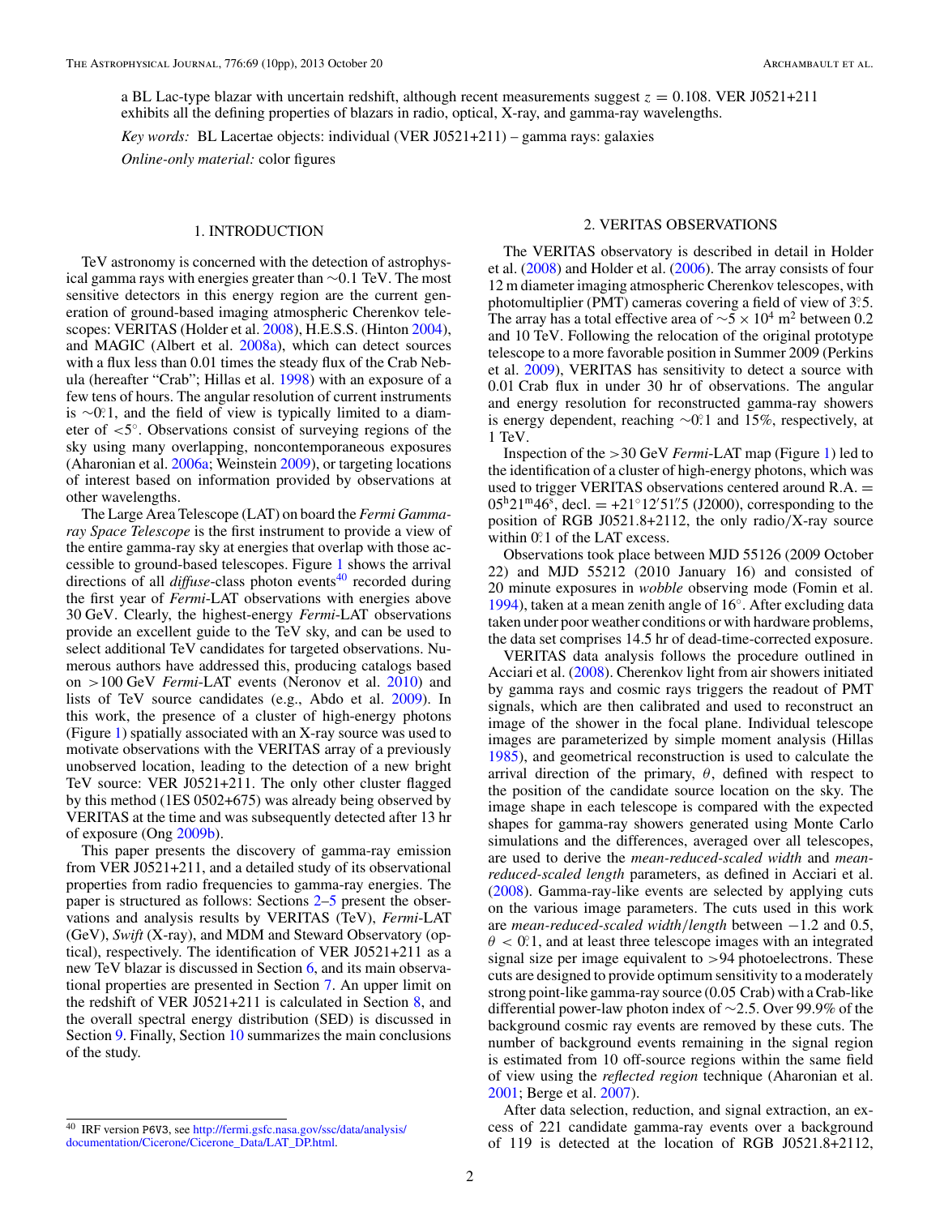a BL Lac-type blazar with uncertain redshift, although recent measurements suggest $z = 0.108$. VER J0521+211 exhibits all the defining properties of blazars in radio, optical, X-ray, and gamma-ray wavelengths.

*Key words:* BL Lacertae objects: individual (VER J0521+211) – gamma rays: galaxies

*Online-only material:* color figures

## 1. INTRODUCTION

TeV astronomy is concerned with the detection of astrophysical gamma rays with energies greater than $\sim$0.1 TeV. The most sensitive detectors in this energy region are the current generation of ground-based imaging atmospheric Cherenkov telescopes: VERITAS (Holder et al. 2008), H.E.S.S. (Hinton 2004), and MAGIC (Albert et al. 2008a), which can detect sources with a flux less than 0.01 times the steady flux of the Crab Nebula (hereafter "Crab"; Hillas et al. 1998) with an exposure of a few tens of hours. The angular resolution of current instruments is $\sim 0.^{\circ}1$, and the field of view is typically limited to a diameter of $<5^{\circ}$. Observations consist of surveying regions of the sky using many overlapping, noncontemporaneous exposures (Aharonian et al. 2006a; Weinstein 2009), or targeting locations of interest based on information provided by observations at other wavelengths.

The Large Area Telescope (LAT) on board the *Fermi Gamma-ray Space Telescope* is the first instrument to provide a view of the entire gamma-ray sky at energies that overlap with those accessible to ground-based telescopes. Figure 1 shows the arrival directions of all *diffuse*-class photon events[40] recorded during the first year of *Fermi*-LAT observations with energies above 30 GeV. Clearly, the highest-energy *Fermi*-LAT observations provide an excellent guide to the TeV sky, and can be used to select additional TeV candidates for targeted observations. Numerous authors have addressed this, producing catalogs based on $>$100 GeV *Fermi*-LAT events (Neronov et al. 2010) and lists of TeV source candidates (e.g., Abdo et al. 2009). In this work, the presence of a cluster of high-energy photons (Figure 1) spatially associated with an X-ray source was used to motivate observations with the VERITAS array of a previously unobserved location, leading to the detection of a new bright TeV source: VER J0521+211. The only other cluster flagged by this method (1ES 0502+675) was already being observed by VERITAS at the time and was subsequently detected after 13 hr of exposure (Ong 2009b).

This paper presents the discovery of gamma-ray emission from VER J0521+211, and a detailed study of its observational properties from radio frequencies to gamma-ray energies. The paper is structured as follows: Sections 2–5 present the observations and analysis results by VERITAS (TeV), *Fermi*-LAT (GeV), *Swift* (X-ray), and MDM and Steward Observatory (optical), respectively. The identification of VER J0521+211 as a new TeV blazar is discussed in Section 6, and its main observational properties are presented in Section 7. An upper limit on the redshift of VER J0521+211 is calculated in Section 8, and the overall spectral energy distribution (SED) is discussed in Section 9. Finally, Section 10 summarizes the main conclusions of the study.

## 2. VERITAS OBSERVATIONS

The VERITAS observatory is described in detail in Holder et al. (2008) and Holder et al. (2006). The array consists of four 12 m diameter imaging atmospheric Cherenkov telescopes, with photomultiplier (PMT) cameras covering a field of view of $3.^{\circ}5$. The array has a total effective area of $\sim 5 \times 10^{4}$ m$^2$ between 0.2 and 10 TeV. Following the relocation of the original prototype telescope to a more favorable position in Summer 2009 (Perkins et al. 2009), VERITAS has sensitivity to detect a source with 0.01 Crab flux in under 30 hr of observations. The angular and energy resolution for reconstructed gamma-ray showers is energy dependent, reaching $\sim 0.^{\circ}1$ and 15%, respectively, at 1 TeV.

Inspection of the $>$30 GeV *Fermi*-LAT map (Figure 1) led to the identification of a cluster of high-energy photons, which was used to trigger VERITAS observations centered around R.A. = $05^{\mathrm{h}}21^{\mathrm{m}}46^{\mathrm{s}}$, decl. = $+21^{\circ}12'51.''5$ (J2000), corresponding to the position of RGB J0521.8+2112, the only radio/X-ray source within $0.^{\circ}1$ of the LAT excess.

Observations took place between MJD 55126 (2009 October 22) and MJD 55212 (2010 January 16) and consisted of 20 minute exposures in *wobble* observing mode (Fomin et al. 1994), taken at a mean zenith angle of 16°. After excluding data taken under poor weather conditions or with hardware problems, the data set comprises 14.5 hr of dead-time-corrected exposure.

VERITAS data analysis follows the procedure outlined in Acciari et al. (2008). Cherenkov light from air showers initiated by gamma rays and cosmic rays triggers the readout of PMT signals, which are then calibrated and used to reconstruct an image of the shower in the focal plane. Individual telescope images are parameterized by simple moment analysis (Hillas 1985), and geometrical reconstruction is used to calculate the arrival direction of the primary, $\theta$, defined with respect to the position of the candidate source location on the sky. The image shape in each telescope is compared with the expected shapes for gamma-ray showers generated using Monte Carlo simulations and the differences, averaged over all telescopes, are used to derive the *mean-reduced-scaled width* and *mean-reduced-scaled length* parameters, as defined in Acciari et al. (2008). Gamma-ray-like events are selected by applying cuts on the various image parameters. The cuts used in this work are *mean-reduced-scaled width*/*length* between $-1.2$ and 0.5, $\theta < 0.^{\circ}1$, and at least three telescope images with an integrated signal size per image equivalent to $>$94 photoelectrons. These cuts are designed to provide optimum sensitivity to a moderately strong point-like gamma-ray source (0.05 Crab) with a Crab-like differential power-law photon index of $\sim$2.5. Over 99.9% of the background cosmic ray events are removed by these cuts. The number of background events remaining in the signal region is estimated from 10 off-source regions within the same field of view using the *reflected region* technique (Aharonian et al. 2001; Berge et al. 2007).

After data selection, reduction, and signal extraction, an excess of 221 candidate gamma-ray events over a background of 119 is detected at the location of RGB J0521.8+2112,

[40] IRF version P6V3, see http://fermi.gsfc.nasa.gov/ssc/data/analysis/documentation/Cicerone/Cicerone_Data/LAT_DP.html.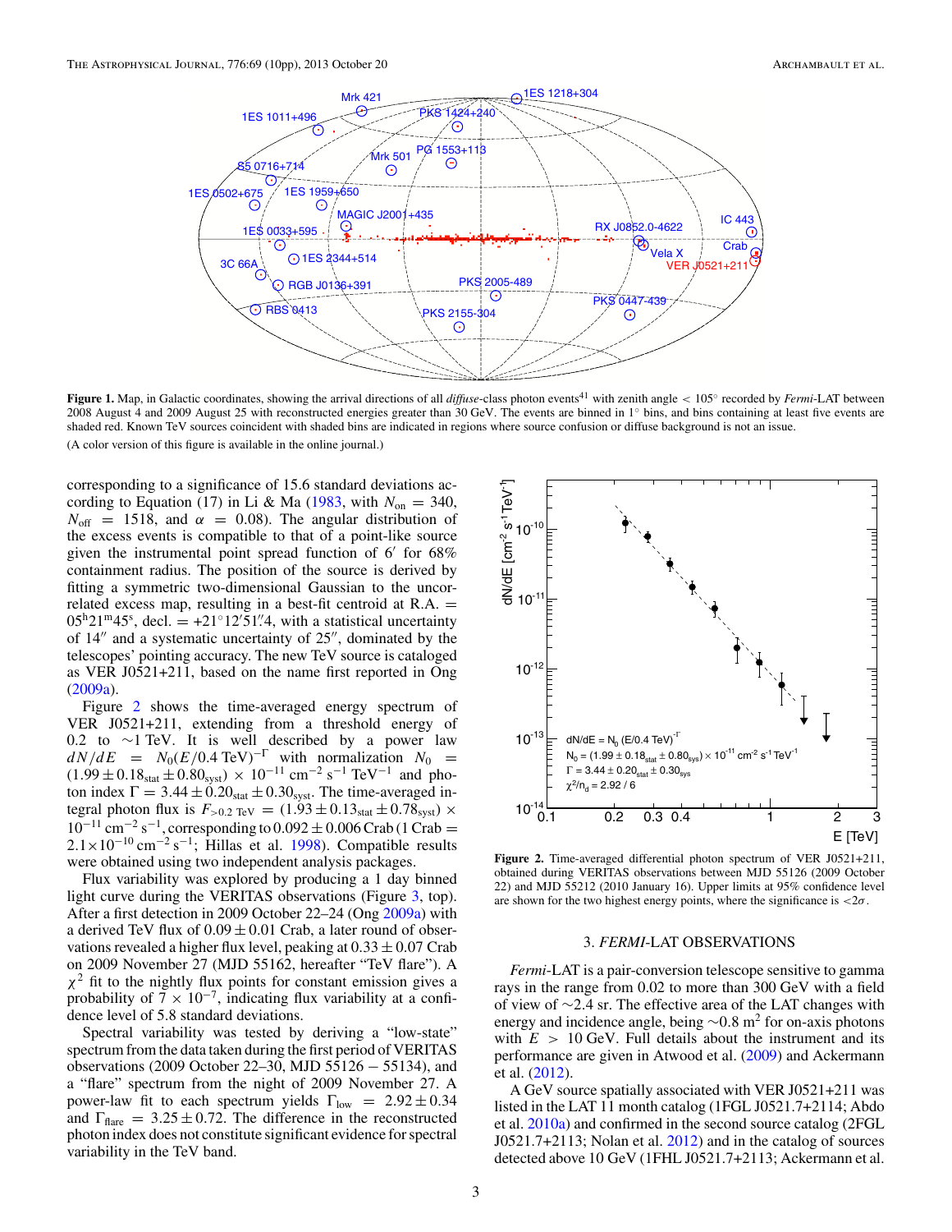Mrk 421

1ES 1218+304

1ES 1011+496

PKS 1424+240

PG 1553+113

Mrk 501

S5 0716+714

1ES 0502+675

1ES 1959+650

MAGIC J2001+435

IC 443

RX J0852.0-4622

1ES 0033+595

Crab

Vela X

1ES 2344+514

VER J0521+211

3C 66A

PKS 2005-489

RGB J0136+391

RBS 0413

PKS 0447-439

PKS 2155-304

**Figure 1.** Map, in Galactic coordinates, showing the arrival directions of all *diffuse*-class photon events[41] with zenith angle < 105° recorded by *Fermi*-LAT between 2008 August 4 and 2009 August 25 with reconstructed energies greater than 30 GeV. The events are binned in 1° bins, and bins containing at least five events are shaded red. Known TeV sources coincident with shaded bins are indicated in regions where source confusion or diffuse background is not an issue.

(A color version of this figure is available in the online journal.)

corresponding to a significance of 15.6 standard deviations according to Equation (17) in Li & Ma (1983, with $N_{\rm on} = 340$, $N_{\rm off} = 1518$, and $\alpha = 0.08$). The angular distribution of the excess events is compatible to that of a point-like source given the instrumental point spread function of 6′ for 68% containment radius. The position of the source is derived by fitting a symmetric two-dimensional Gaussian to the uncorrelated excess map, resulting in a best-fit centroid at R.A. = $05^{\rm h}21^{\rm m}45^{\rm s}$, decl. = +21°12′51.″4, with a statistical uncertainty of 14″ and a systematic uncertainty of 25″, dominated by the telescopes' pointing accuracy. The new TeV source is cataloged as VER J0521+211, based on the name first reported in Ong (2009a).

Figure 2 shows the time-averaged energy spectrum of VER J0521+211, extending from a threshold energy of 0.2 to ∼1 TeV. It is well described by a power law $dN/dE = N_0(E/0.4\ \mathrm{TeV})^{-\Gamma}$ with normalization $N_0 = (1.99 \pm 0.18_{\rm stat} \pm 0.80_{\rm syst}) \times 10^{-11}\ \mathrm{cm^{-2}\ s^{-1}\ TeV^{-1}}$ and photon index $\Gamma = 3.44 \pm 0.20_{\rm stat} \pm 0.30_{\rm syst}$. The time-averaged integral photon flux is $F_{>0.2\ \mathrm{TeV}} = (1.93 \pm 0.13_{\rm stat} \pm 0.78_{\rm syst}) \times 10^{-11}\ \mathrm{cm^{-2}\ s^{-1}}$, corresponding to $0.092 \pm 0.006$ Crab (1 Crab = $2.1\times10^{-10}\ \mathrm{cm^{-2}\ s^{-1}}$; Hillas et al. 1998). Compatible results were obtained using two independent analysis packages.

Flux variability was explored by producing a 1 day binned light curve during the VERITAS observations (Figure 3, top). After a first detection in 2009 October 22–24 (Ong 2009a) with a derived TeV flux of $0.09 \pm 0.01$ Crab, a later round of observations revealed a higher flux level, peaking at $0.33 \pm 0.07$ Crab on 2009 November 27 (MJD 55162, hereafter "TeV flare"). A $\chi^2$ fit to the nightly flux points for constant emission gives a probability of $7 \times 10^{-7}$, indicating flux variability at a confidence level of 5.8 standard deviations.

Spectral variability was tested by deriving a "low-state" spectrum from the data taken during the first period of VERITAS observations (2009 October 22–30, MJD 55126 − 55134), and a "flare" spectrum from the night of 2009 November 27. A power-law fit to each spectrum yields $\Gamma_{\rm low} = 2.92 \pm 0.34$ and $\Gamma_{\rm flare} = 3.25 \pm 0.72$. The difference in the reconstructed photon index does not constitute significant evidence for spectral variability in the TeV band.

dN/dE [cm$^{-2}$ s$^{-1}$ TeV$^{-1}$]

$10^{-10}$

$10^{-11}$

$10^{-12}$

$10^{-13}$

$10^{-14}$

0.1 0.2 0.3 0.4 1 2 3

E [TeV]

dN/dE = N$_0$ (E/0.4 TeV)$^{-\Gamma}$

N$_0$ = (1.99 ± 0.18$_{\rm stat}$ ± 0.80$_{\rm sys}$) × 10$^{-11}$ cm$^{-2}$ s$^{-1}$ TeV$^{-1}$

Γ = 3.44 ± 0.20$_{\rm stat}$ ± 0.30$_{\rm sys}$

χ$^2$/n$_{\rm d}$ = 2.92 / 6

**Figure 2.** Time-averaged differential photon spectrum of VER J0521+211, obtained during VERITAS observations between MJD 55126 (2009 October 22) and MJD 55212 (2010 January 16). Upper limits at 95% confidence level are shown for the two highest energy points, where the significance is $<2\sigma$.

### 3. *FERMI*-LAT OBSERVATIONS

*Fermi*-LAT is a pair-conversion telescope sensitive to gamma rays in the range from 0.02 to more than 300 GeV with a field of view of ∼2.4 sr. The effective area of the LAT changes with energy and incidence angle, being ∼0.8 m$^2$ for on-axis photons with $E > 10$ GeV. Full details about the instrument and its performance are given in Atwood et al. (2009) and Ackermann et al. (2012).

A GeV source spatially associated with VER J0521+211 was listed in the LAT 11 month catalog (1FGL J0521.7+2114; Abdo et al. 2010a) and confirmed in the second source catalog (2FGL J0521.7+2113; Nolan et al. 2012) and in the catalog of sources detected above 10 GeV (1FHL J0521.7+2113; Ackermann et al.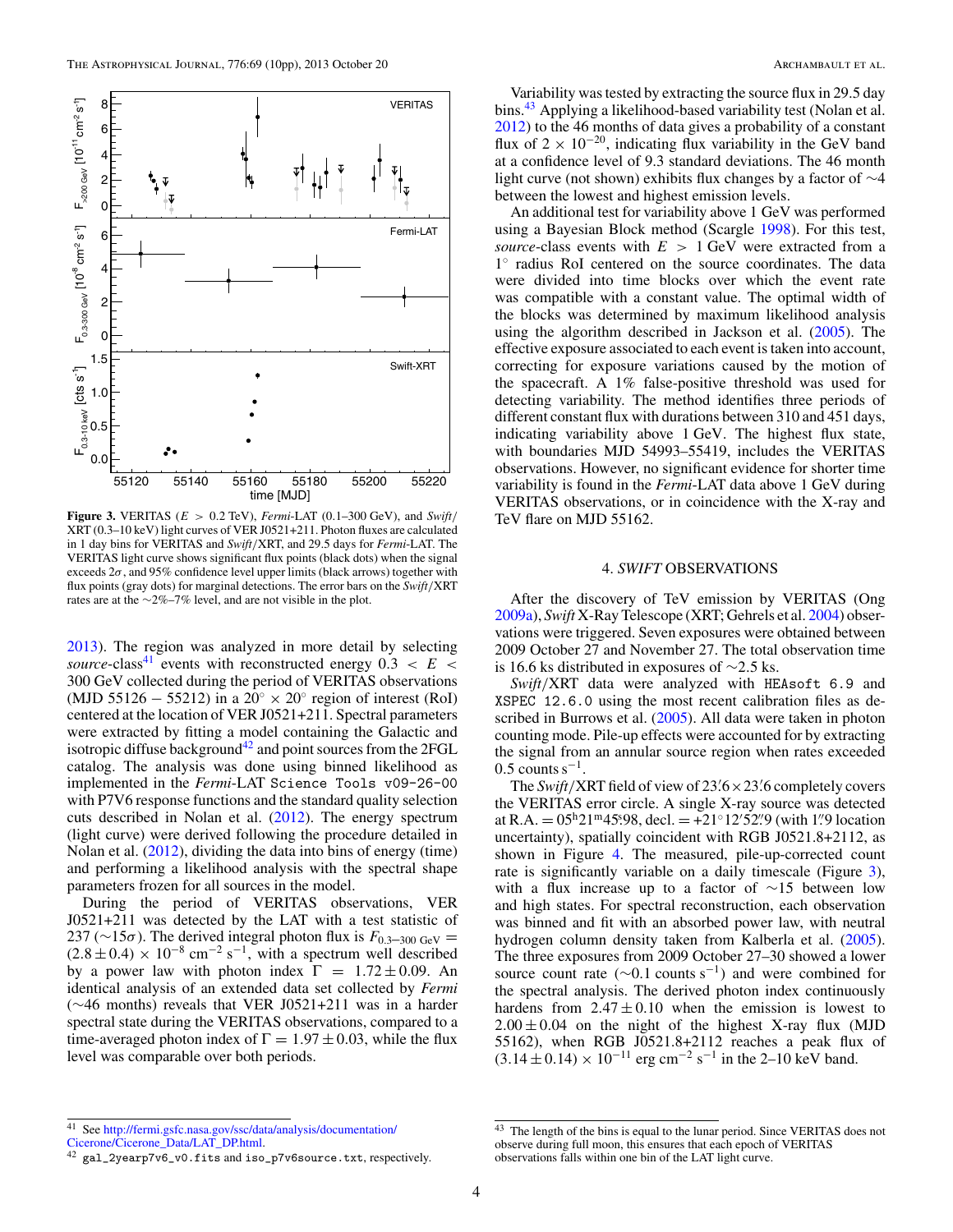VERITAS

$F_{>200\ \mathrm{GeV}}$ [$10^{-11}$ cm$^{-2}$ s$^{-1}$]

8
6
4
2
0

Fermi-LAT

$F_{0.3\text{-}300\ \mathrm{GeV}}$ [$10^{-8}$ cm$^{-2}$ s$^{-1}$]

6
4
2
0

Swift-XRT

$F_{0.3\text{-}10\ \mathrm{keV}}$ [cts s$^{-1}$]

1.5
1.0
0.5
0.0

55120 55140 55160 55180 55200 55220

time [MJD]

**Figure 3.** VERITAS ($E > 0.2$ TeV), *Fermi*-LAT (0.1–300 GeV), and *Swift*/XRT (0.3–10 keV) light curves of VER J0521+211. Photon fluxes are calculated in 1 day bins for VERITAS and *Swift*/XRT, and 29.5 days for *Fermi*-LAT. The VERITAS light curve shows significant flux points (black dots) when the signal exceeds $2\sigma$, and 95% confidence level upper limits (black arrows) together with flux points (gray dots) for marginal detections. The error bars on the *Swift*/XRT rates are at the $\sim$2%–7% level, and are not visible in the plot.

2013). The region was analyzed in more detail by selecting *source*-class[41] events with reconstructed energy $0.3 < E < 300$ GeV collected during the period of VERITAS observations (MJD 55126 − 55212) in a $20^\circ \times 20^\circ$ region of interest (RoI) centered on the location of VER J0521+211. Spectral parameters were extracted by fitting a model containing the Galactic and isotropic diffuse background[42] and point sources from the 2FGL catalog. The analysis was done using binned likelihood as implemented in the *Fermi*-LAT `Science Tools v09-26-00` with P7V6 response functions and the standard quality selection cuts described in Nolan et al. (2012). The energy spectrum (light curve) were derived following the procedure detailed in Nolan et al. (2012), dividing the data into bins of energy (time) and performing a likelihood analysis with the spectral shape parameters frozen for all sources in the model.

During the period of VERITAS observations, VER J0521+211 was detected by the LAT with a test statistic of 237 ($\sim 15\sigma$). The derived integral photon flux is $F_{0.3\text{–}300\ \mathrm{GeV}} = (2.8 \pm 0.4) \times 10^{-8}$ cm$^{-2}$ s$^{-1}$, with a spectrum well described by a power law with photon index $\Gamma = 1.72 \pm 0.09$. An identical analysis of an extended data set collected by *Fermi* ($\sim$46 months) reveals that VER J0521+211 was in a harder spectral state during the VERITAS observations, compared to a time-averaged photon index of $\Gamma = 1.97 \pm 0.03$, while the flux level was comparable over both periods.

Variability was tested by extracting the source flux in 29.5 day bins.[43] Applying a likelihood-based variability test (Nolan et al. 2012) to the 46 months of data gives a probability of a constant flux of $2 \times 10^{-20}$, indicating flux variability in the GeV band at a confidence level of 9.3 standard deviations. The 46 month light curve (not shown) exhibits flux changes by a factor of $\sim$4 between the lowest and highest emission levels.

An additional test for variability above 1 GeV was performed using a Bayesian Block method (Scargle 1998). For this test, *source*-class events with $E > 1$ GeV were extracted from a $1^\circ$ radius RoI centered on the source coordinates. The data were divided into time blocks over which the event rate was compatible with a constant value. The optimal width of the blocks was determined by maximum likelihood analysis using the algorithm described in Jackson et al. (2005). The effective exposure associated to each event is taken into account, correcting for exposure variations caused by the motion of the spacecraft. A 1% false-positive threshold was used for detecting variability. The method identifies three periods of different constant flux with durations between 310 and 451 days, indicating variability above 1 GeV. The highest flux state, with boundaries MJD 54993–55419, includes the VERITAS observations. However, no significant evidence for shorter time variability is found in the *Fermi*-LAT data above 1 GeV during VERITAS observations, or in coincidence with the X-ray and TeV flare on MJD 55162.

## 4. *SWIFT* OBSERVATIONS

After the discovery of TeV emission by VERITAS (Ong 2009a), *Swift* X-Ray Telescope (XRT; Gehrels et al. 2004) observations were triggered. Seven exposures were obtained between 2009 October 27 and November 27. The total observation time is 16.6 ks distributed in exposures of $\sim$2.5 ks.

*Swift*/XRT data were analyzed with `HEAsoft 6.9` and `XSPEC 12.6.0` using the most recent calibration files as described in Burrows et al. (2005). All data were taken in photon counting mode. Pile-up effects were accounted for by extracting the signal from an annular source region when rates exceeded 0.5 counts s$^{-1}$.

The *Swift*/XRT field of view of $23'.6 \times 23'.6$ completely covers the VERITAS error circle. A single X-ray source was detected at R.A. = $05^{\mathrm{h}}21^{\mathrm{m}}45^{\mathrm{s}}.98$, decl. = $+21^\circ 12' 52''.9$ (with $1''.9$ location uncertainty), spatially coincident with RGB J0521.8+2112, as shown in Figure 4. The measured, pile-up-corrected count rate is significantly variable on a daily timescale (Figure 3), with a flux increase up to a factor of $\sim$15 between low and high states. For spectral reconstruction, each observation was binned and fit with an absorbed power law, with neutral hydrogen column density taken from Kalberla et al. (2005). The three exposures from 2009 October 27–30 showed a lower source count rate ($\sim$0.1 counts s$^{-1}$) and were combined for the spectral analysis. The derived photon index continuously hardens from $2.47 \pm 0.10$ when the emission is lowest to $2.00 \pm 0.04$ on the night of the highest X-ray flux (MJD 55162), when RGB J0521.8+2112 reaches a peak flux of $(3.14 \pm 0.14) \times 10^{-11}$ erg cm$^{-2}$ s$^{-1}$ in the 2–10 keV band.

---

[41] See http://fermi.gsfc.nasa.gov/ssc/data/analysis/documentation/Cicerone/Cicerone_Data/LAT_DP.html.

[42] `gal_2yearp7v6_v0.fits` and `iso_p7v6source.txt`, respectively.

[43] The length of the bins is equal to the lunar period. Since VERITAS does not observe during full moon, this ensures that each epoch of VERITAS observations falls within one bin of the LAT light curve.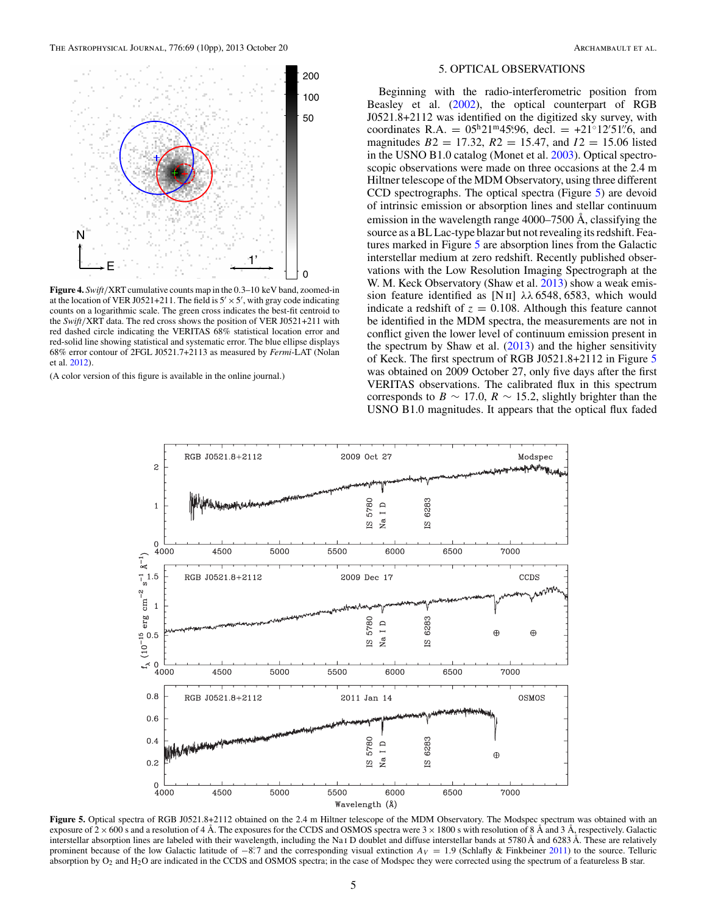200
100
50
0
N
E
1′

**Figure 4.** *Swift*/XRT cumulative counts map in the 0.3–10 keV band, zoomed-in at the location of VER J0521+211. The field is $5' \times 5'$, with gray code indicating counts on a logarithmic scale. The green cross indicates the best-fit centroid to the *Swift*/XRT data. The red cross shows the position of VER J0521+211 with red dashed circle indicating the VERITAS 68% statistical location error and red-solid line showing statistical and systematic error. The blue ellipse displays 68% error contour of 2FGL J0521.7+2113 as measured by *Fermi*-LAT (Nolan et al. 2012).

(A color version of this figure is available in the online journal.)

## 5. OPTICAL OBSERVATIONS

Beginning with the radio-interferometric position from Beasley et al. (2002), the optical counterpart of RGB J0521.8+2112 was identified on the digitized sky survey, with coordinates R.A. = $05^{h}21^{m}45\overset{s}{.}96$, decl. = $+21^{\circ}12'51\overset{''}{.}6$, and magnitudes $B2 = 17.32$, $R2 = 15.47$, and $I2 = 15.06$ listed in the USNO B1.0 catalog (Monet et al. 2003). Optical spectroscopic observations were made on three occasions at the 2.4 m Hiltner telescope of the MDM Observatory, using three different CCD spectrographs. The optical spectra (Figure 5) are devoid of intrinsic emission or absorption lines and stellar continuum emission in the wavelength range 4000–7500 Å, classifying the source as a BL Lac-type blazar but not revealing its redshift. Features marked in Figure 5 are absorption lines from the Galactic interstellar medium at zero redshift. Recently published observations with the Low Resolution Imaging Spectrograph at the W. M. Keck Observatory (Shaw et al. 2013) show a weak emission feature identified as [N II] $\lambda\lambda$ 6548, 6583, which would indicate a redshift of $z = 0.108$. Although this feature cannot be identified in the MDM spectra, the measurements are not in conflict given the lower level of continuum emission present in the spectrum by Shaw et al. (2013) and the higher sensitivity of Keck. The first spectrum of RGB J0521.8+2112 in Figure 5 was obtained on 2009 October 27, only five days after the first VERITAS observations. The calibrated flux in this spectrum corresponds to $B \sim 17.0$, $R \sim 15.2$, slightly brighter than the USNO B1.0 magnitudes. It appears that the optical flux faded

RGB J0521.8+2112 2009 Oct 27 Modspec
IS 5780 Na I D IS 6283
RGB J0521.8+2112 2009 Dec 17 CCDS
IS 5780 Na I D IS 6283 ⊕ ⊕
RGB J0521.8+2112 2011 Jan 14 OSMOS
IS 5780 Na I D IS 6283 ⊕
$f_\lambda$ ($10^{-15}$ erg cm$^{-2}$ s$^{-1}$ Å$^{-1}$)
Wavelength (Å)
4000 4500 5000 5500 6000 6500 7000

**Figure 5.** Optical spectra of RGB J0521.8+2112 obtained on the 2.4 m Hiltner telescope of the MDM Observatory. The Modspec spectrum was obtained with an exposure of $2 \times 600$ s and a resolution of 4 Å. The exposures for the CCDS and OSMOS spectra were $3 \times 1800$ s with resolution of 8 Å and 3 Å, respectively. Galactic interstellar absorption lines are labeled with their wavelength, including the Na I D doublet and diffuse interstellar bands at 5780 Å and 6283 Å. These are relatively prominent because of the low Galactic latitude of $-8\overset{\circ}{.}7$ and the corresponding visual extinction $A_V = 1.9$ (Schlafly & Finkbeiner 2011) to the source. Telluric absorption by $O_2$ and $H_2O$ are indicated in the CCDS and OSMOS spectra; in the case of Modspec they were corrected using the spectrum of a featureless B star.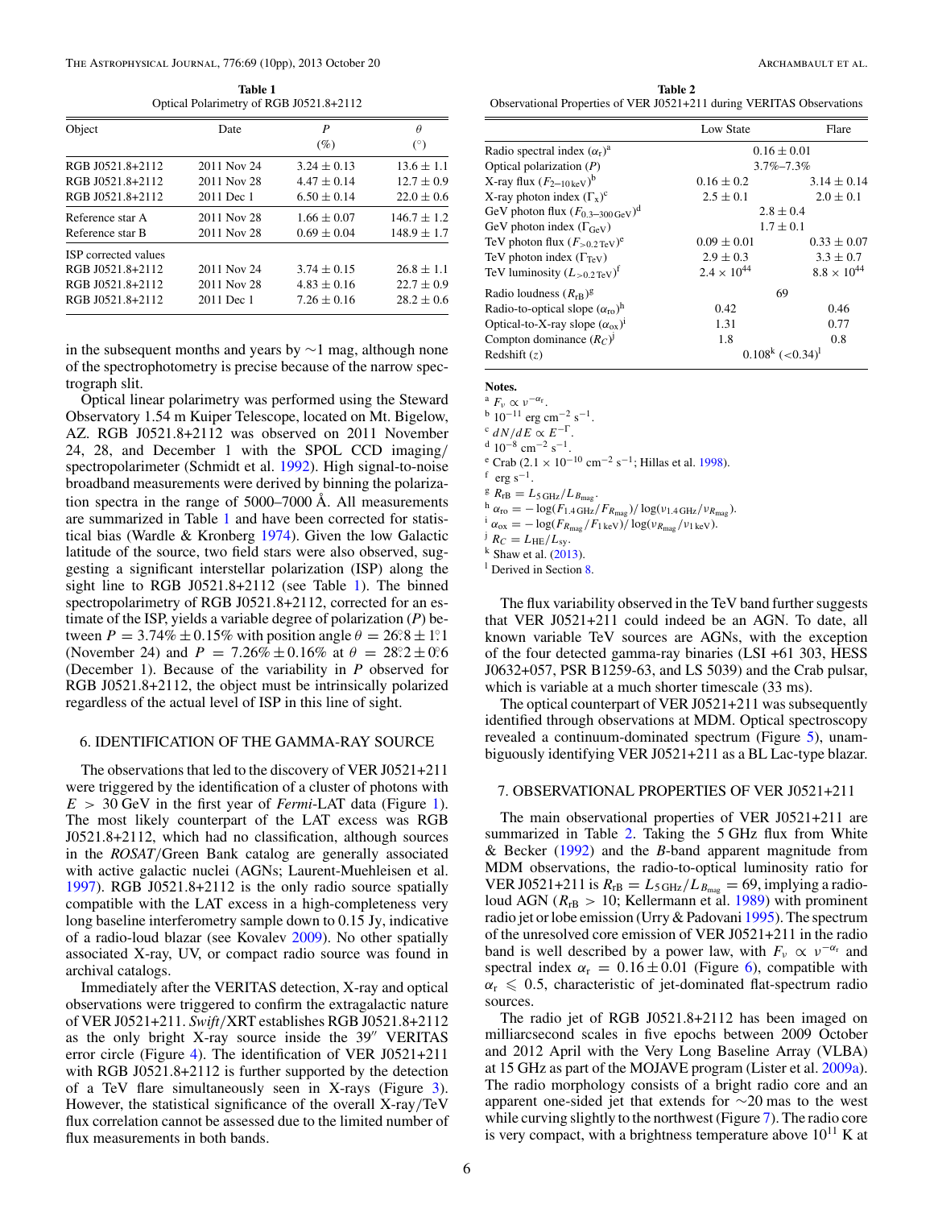**Table 1**
Optical Polarimetry of RGB J0521.8+2112

| Object | Date | $P$ (%) | $\theta$ (°) |
|---|---|---|---|
| RGB J0521.8+2112 | 2011 Nov 24 | $3.24 \pm 0.13$ | $13.6 \pm 1.1$ |
| RGB J0521.8+2112 | 2011 Nov 28 | $4.47 \pm 0.14$ | $12.7 \pm 0.9$ |
| RGB J0521.8+2112 | 2011 Dec 1 | $6.50 \pm 0.14$ | $22.0 \pm 0.6$ |
| Reference star A | 2011 Nov 28 | $1.66 \pm 0.07$ | $146.7 \pm 1.2$ |
| Reference star B | 2011 Nov 28 | $0.69 \pm 0.04$ | $148.9 \pm 1.7$ |
| ISP corrected values | | | |
| RGB J0521.8+2112 | 2011 Nov 24 | $3.74 \pm 0.15$ | $26.8 \pm 1.1$ |
| RGB J0521.8+2112 | 2011 Nov 28 | $4.83 \pm 0.16$ | $22.7 \pm 0.9$ |
| RGB J0521.8+2112 | 2011 Dec 1 | $7.26 \pm 0.16$ | $28.2 \pm 0.6$ |

in the subsequent months and years by ∼1 mag, although none of the spectrophotometry is precise because of the narrow spectrograph slit.

Optical linear polarimetry was performed using the Steward Observatory 1.54 m Kuiper Telescope, located on Mt. Bigelow, AZ. RGB J0521.8+2112 was observed on 2011 November 24, 28, and December 1 with the SPOL CCD imaging/spectropolarimeter (Schmidt et al. 1992). High signal-to-noise broadband measurements were derived by binning the polarization spectra in the range of 5000–7000 Å. All measurements are summarized in Table 1 and have been corrected for statistical bias (Wardle & Kronberg 1974). Given the low Galactic latitude of the source, two field stars were also observed, suggesting a significant interstellar polarization (ISP) along the sight line to RGB J0521.8+2112 (see Table 1). The binned spectropolarimetry of RGB J0521.8+2112, corrected for an estimate of the ISP, yields a variable degree of polarization ($P$) between $P = 3.74\% \pm 0.15\%$ with position angle $\theta = 26\overset{\circ}{.}8 \pm 1\overset{\circ}{.}1$ (November 24) and $P = 7.26\% \pm 0.16\%$ at $\theta = 28\overset{\circ}{.}2 \pm 0\overset{\circ}{.}6$ (December 1). Because of the variability in $P$ observed for RGB J0521.8+2112, the object must be intrinsically polarized regardless of the actual level of ISP in this line of sight.

## 6. IDENTIFICATION OF THE GAMMA-RAY SOURCE

The observations that led to the discovery of VER J0521+211 were triggered by the identification of a cluster of photons with $E > 30$ GeV in the first year of *Fermi*-LAT data (Figure 1). The most likely counterpart of the LAT excess was RGB J0521.8+2112, which had no classification, although sources in the *ROSAT*/Green Bank catalog are generally associated with active galactic nuclei (AGNs; Laurent-Muehleisen et al. 1997). RGB J0521.8+2112 is the only radio source spatially compatible with the LAT excess in a high-completeness very long baseline interferometry sample down to 0.15 Jy, indicative of a radio-loud blazar (see Kovalev 2009). No other spatially associated X-ray, UV, or compact radio source was found in archival catalogs.

Immediately after the VERITAS detection, X-ray and optical observations were triggered to confirm the extragalactic nature of VER J0521+211. *Swift*/XRT establishes RGB J0521.8+2112 as the only bright X-ray source inside the 39″ VERITAS error circle (Figure 4). The identification of VER J0521+211 with RGB J0521.8+2112 is further supported by the detection of a TeV flare simultaneously seen in X-rays (Figure 3). However, the statistical significance of the overall X-ray/TeV flux correlation cannot be assessed due to the limited number of flux measurements in both bands.

**Table 2**
Observational Properties of VER J0521+211 during VERITAS Observations

| | Low State | Flare |
|---|---|---|
| Radio spectral index ($\alpha_r$)[a] | $0.16 \pm 0.01$ | |
| Optical polarization ($P$) | 3.7%–7.3% | |
| X-ray flux ($F_{2\text{–}10\,\mathrm{keV}}$)[b] | $0.16 \pm 0.2$ | $3.14 \pm 0.14$ |
| X-ray photon index ($\Gamma_X$)[c] | $2.5 \pm 0.1$ | $2.0 \pm 0.1$ |
| GeV photon flux ($F_{0.3\text{–}300\,\mathrm{GeV}}$)[d] | $2.8 \pm 0.4$ | |
| GeV photon index ($\Gamma_{\mathrm{GeV}}$) | $1.7 \pm 0.1$ | |
| TeV photon flux ($F_{>0.2\,\mathrm{TeV}}$)[e] | $0.09 \pm 0.01$ | $0.33 \pm 0.07$ |
| TeV photon index ($\Gamma_{\mathrm{TeV}}$) | $2.9 \pm 0.3$ | $3.3 \pm 0.7$ |
| TeV luminosity ($L_{>0.2\,\mathrm{TeV}}$)[f] | $2.4 \times 10^{44}$ | $8.8 \times 10^{44}$ |
| Radio loudness ($R_{\mathrm{rB}}$)[g] | 69 | |
| Radio-to-optical slope ($\alpha_{\mathrm{ro}}$)[h] | 0.42 | 0.46 |
| Optical-to-X-ray slope ($\alpha_{\mathrm{ox}}$)[i] | 1.31 | 0.77 |
| Compton dominance ($R_C$)[j] | 1.8 | 0.8 |
| Redshift ($z$) | 0.108[k] (<0.34)[l] | |

**Notes.**
[a] $F_\nu \propto \nu^{-\alpha_r}$.
[b] $10^{-11}$ erg cm$^{-2}$ s$^{-1}$.
[c] $dN/dE \propto E^{-\Gamma}$.
[d] $10^{-8}$ cm$^{-2}$ s$^{-1}$.
[e] Crab ($2.1 \times 10^{-10}$ cm$^{-2}$ s$^{-1}$; Hillas et al. 1998).
[f] erg s$^{-1}$.
[g] $R_{\mathrm{rB}} = L_{5\,\mathrm{GHz}}/L_{B_{\mathrm{mag}}}$.
[h] $\alpha_{\mathrm{ro}} = -\log(F_{1.4\,\mathrm{GHz}}/F_{R_{\mathrm{mag}}})/\log(\nu_{1.4\,\mathrm{GHz}}/\nu_{R_{\mathrm{mag}}})$.
[i] $\alpha_{\mathrm{ox}} = -\log(F_{R_{\mathrm{mag}}}/F_{1\,\mathrm{keV}})/\log(\nu_{R_{\mathrm{mag}}}/\nu_{1\,\mathrm{keV}})$.
[j] $R_C = L_{\mathrm{HE}}/L_{\mathrm{sy}}$.
[k] Shaw et al. (2013).
[l] Derived in Section 8.

The flux variability observed in the TeV band further suggests that VER J0521+211 could indeed be an AGN. To date, all known variable TeV sources are AGNs, with the exception of the four detected gamma-ray binaries (LSI +61 303, HESS J0632+057, PSR B1259-63, and LS 5039) and the Crab pulsar, which is variable at a much shorter timescale (33 ms).

The optical counterpart of VER J0521+211 was subsequently identified through observations at MDM. Optical spectroscopy revealed a continuum-dominated spectrum (Figure 5), unambiguously identifying VER J0521+211 as a BL Lac-type blazar.

## 7. OBSERVATIONAL PROPERTIES OF VER J0521+211

The main observational properties of VER J0521+211 are summarized in Table 2. Taking the 5 GHz flux from White & Becker (1992) and the $B$-band apparent magnitude from MDM observations, the radio-to-optical luminosity ratio for VER J0521+211 is $R_{\mathrm{rB}} = L_{5\,\mathrm{GHz}}/L_{B_{\mathrm{mag}}} = 69$, implying a radio-loud AGN ($R_{\mathrm{rB}} > 10$; Kellermann et al. 1989) with prominent radio jet or lobe emission (Urry & Padovani 1995). The spectrum of the unresolved core emission of VER J0521+211 in the radio band is well described by a power law, with $F_\nu \propto \nu^{-\alpha_r}$ and spectral index $\alpha_r = 0.16 \pm 0.01$ (Figure 6), compatible with $\alpha_r \leqslant 0.5$, characteristic of jet-dominated flat-spectrum radio sources.

The radio jet of RGB J0521.8+2112 has been imaged on milliarcsecond scales in five epochs between 2009 October and 2012 April with the Very Long Baseline Array (VLBA) at 15 GHz as part of the MOJAVE program (Lister et al. 2009a). The radio morphology consists of a bright radio core and an apparent one-sided jet that extends for ∼20 mas to the west while curving slightly to the northwest (Figure 7). The radio core is very compact, with a brightness temperature above $10^{11}$ K at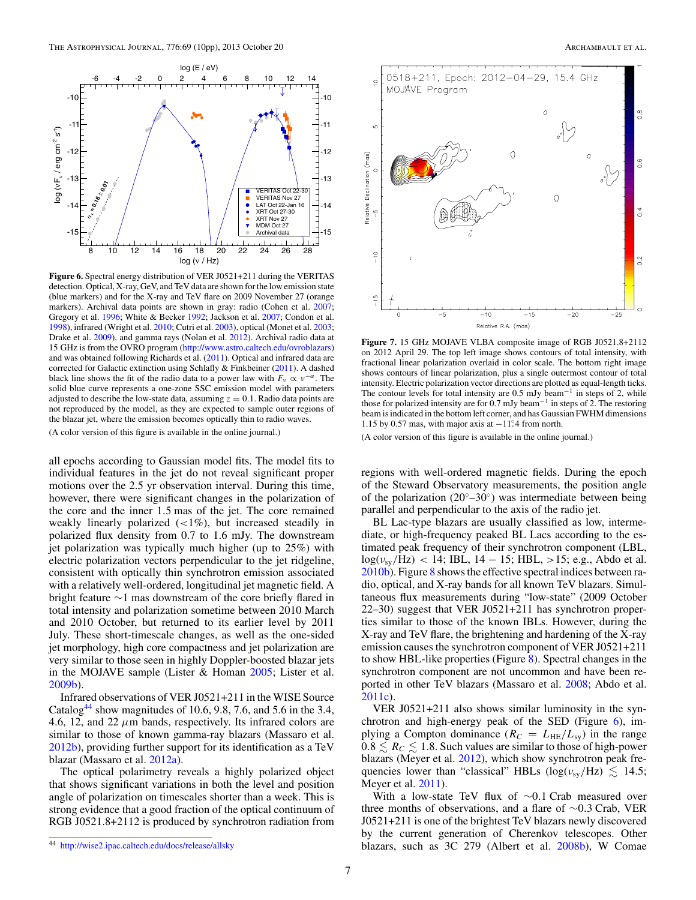log (E / eV)

-6 -4 -2 0 2 4 6 8 10 12 14

log (νF$_ν$ / erg cm$^{-2}$ s$^{-1}$)

-10 -11 -12 -13 -14 -15

$α_r = 0.16 \pm 0.01$

VERITAS Oct 22-30
VERITAS Nov 27
LAT Oct 22-Jan 16
XRT Oct 27-30
XRT Nov 27
MDM Oct 27
Archival data

8 10 12 14 16 18 20 22 24 26 28

log (ν / Hz)

**Figure 6.** Spectral energy distribution of VER J0521+211 during the VERITAS detection. Optical, X-ray, GeV, and TeV data are shown for the low emission state (blue markers) and for the X-ray and TeV flare on 2009 November 27 (orange markers). Archival data points are shown in gray: radio (Cohen et al. 2007; Gregory et al. 1996; White & Becker 1992; Jackson et al. 2007; Condon et al. 1998), infrared (Wright et al. 2010; Cutri et al. 2003), optical (Monet et al. 2003; Drake et al. 2009), and gamma rays (Nolan et al. 2012). Archival radio data at 15 GHz is from the OVRO program (http://www.astro.caltech.edu/ovroblazars) and was obtained following Richards et al. (2011). Optical and infrared data are corrected for Galactic extinction using Schlafly & Finkbeiner (2011). A dashed black line shows the fit of the radio data to a power law with $F_ν \propto ν^{-α}$. The solid blue curve represents a one-zone SSC emission model with parameters adjusted to describe the low-state data, assuming $z = 0.1$. Radio data points are not reproduced by the model, as they are expected to sample outer regions of the blazar jet, where the emission becomes optically thin to radio waves.

(A color version of this figure is available in the online journal.)

0518+211, Epoch: 2012-04-29, 15.4 GHz
MOJAVE Program

Relative Declination (mas)

Relative R.A. (mas)

**Figure 7.** 15 GHz MOJAVE VLBA composite image of RGB J0521.8+2112 on 2012 April 29. The top left image shows contours of total intensity, with fractional linear polarization overlaid in color scale. The bottom right image shows contours of linear polarization, plus a single outermost contour of total intensity. Electric polarization vector directions are plotted as equal-length ticks. The contour levels for total intensity are 0.5 mJy beam$^{-1}$ in steps of 2, while those for polarized intensity are for 0.7 mJy beam$^{-1}$ in steps of 2. The restoring beam is indicated in the bottom left corner, and has Gaussian FWHM dimensions 1.15 by 0.57 mas, with major axis at $-11°.4$ from north.

(A color version of this figure is available in the online journal.)

all epochs according to Gaussian model fits. The model fits to individual features in the jet do not reveal significant proper motions over the 2.5 yr observation interval. During this time, however, there were significant changes in the polarization of the core and the inner 1.5 mas of the jet. The core remained weakly linearly polarized (<1%), but increased steadily in polarized flux density from 0.7 to 1.6 mJy. The downstream jet polarization was typically much higher (up to 25%) with electric polarization vectors perpendicular to the jet ridgeline, consistent with optically thin synchrotron emission associated with a relatively well-ordered, longitudinal jet magnetic field. A bright feature ~1 mas downstream of the core briefly flared in total intensity and polarization sometime between 2010 March and 2010 October, but returned to its earlier level by 2011 July. These short-timescale changes, as well as the one-sided jet morphology, high core compactness and jet polarization are very similar to those seen in highly Doppler-boosted blazar jets in the MOJAVE sample (Lister & Homan 2005; Lister et al. 2009b).

Infrared observations of VER J0521+211 in the WISE Source Catalog[44] show magnitudes of 10.6, 9.8, 7.6, and 5.6 in the 3.4, 4.6, 12, and 22 $\mu$m bands, respectively. Its infrared colors are similar to those of known gamma-ray blazars (Massaro et al. 2012b), providing further support for its identification as a TeV blazar (Massaro et al. 2012a).

The optical polarimetry reveals a highly polarized object that shows significant variations in both the level and position angle of polarization on timescales shorter than a week. This is strong evidence that a good fraction of the optical continuum of RGB J0521.8+2112 is produced by synchrotron radiation from regions with well-ordered magnetic fields. During the epoch of the Steward Observatory measurements, the position angle of the polarization (20°–30°) was intermediate between being parallel and perpendicular to the axis of the radio jet.

BL Lac-type blazars are usually classified as low, intermediate, or high-frequency peaked BL Lacs according to the estimated peak frequency of their synchrotron component (LBL, $\log(\nu_{sy}/\text{Hz}) < 14$; IBL, $14 - 15$; HBL, $>15$; e.g., Abdo et al. 2010b). Figure 8 shows the effective spectral indices between radio, optical, and X-ray bands for all known TeV blazars. Simultaneous flux measurements during "low-state" (2009 October 22–30) suggest that VER J0521+211 has synchrotron properties similar to those of the known IBLs. However, during the X-ray and TeV flare, the brightening and hardening of the X-ray emission causes the synchrotron component of VER J0521+211 to show HBL-like properties (Figure 8). Spectral changes in the synchrotron component are not uncommon and have been reported in other TeV blazars (Massaro et al. 2008; Abdo et al. 2011c).

VER J0521+211 also shows similar luminosity in the synchrotron and high-energy peak of the SED (Figure 6), implying a Compton dominance ($R_C = L_{HE}/L_{sy}$) in the range $0.8 \lesssim R_C \lesssim 1.8$. Such values are similar to those of high-power blazars (Meyer et al. 2012), which show synchrotron peak frequencies lower than "classical" HBLs ($\log(\nu_{sy}/\text{Hz}) \lesssim 14.5$; Meyer et al. 2011).

With a low-state TeV flux of ~0.1 Crab measured over three months of observations, and a flare of ~0.3 Crab, VER J0521+211 is one of the brightest TeV blazars newly discovered by the current generation of Cherenkov telescopes. Other blazars, such as 3C 279 (Albert et al. 2008b), W Comae

[44] http://wise2.ipac.caltech.edu/docs/release/allsky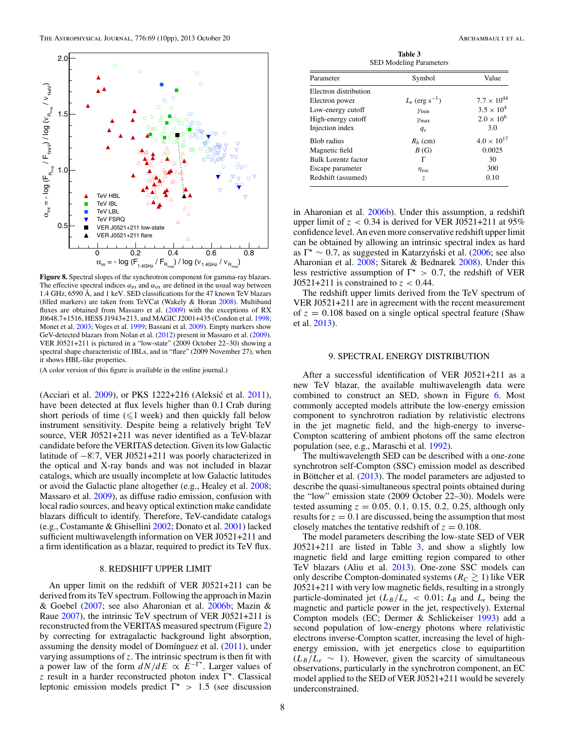2.0
1.5
1.0
0.5
0
0.2
0.4
0.6
0.8
$\alpha_{ox}$ = - log ($F_{1keV}$ / $F_{R_{mag}}$) / log ($\nu_{R_{mag}}$ / $\nu_{1keV}$)
$\alpha_{ro}$ = - log ($F_{1.4GHz}$ / $F_{R_{mag}}$) / log ($\nu_{1.4GHz}$ / $\nu_{R_{mag}}$)
TeV HBL
TeV IBL
TeV LBL
TeV FSRQ
VER J0521+211 low-state
VER J0521+211 flare

**Figure 8.** Spectral slopes of the synchrotron component for gamma-ray blazars. The effective spectral indices $\alpha_{ro}$ and $\alpha_{ox}$ are defined in the usual way between 1.4 GHz, 6590 Å, and 1 keV. SED classifications for the 47 known TeV blazars (filled markers) are taken from TeVCat (Wakely & Horan 2008). Multiband fluxes are obtained from Massaro et al. (2009) with the exceptions of RX J0648.7+1516, HESS J1943+213, and MAGIC J2001+435 (Condon et al. 1998; Monet et al. 2003; Voges et al. 1999; Bassani et al. 2009). Empty markers show GeV-detected blazars from Nolan et al. (2012) present in Massaro et al. (2009). VER J0521+211 is pictured in a "low-state" (2009 October 22–30) showing a spectral shape characteristic of IBLs, and in "flare" (2009 November 27), when it shows HBL-like properties.

(A color version of this figure is available in the online journal.)

(Acciari et al. 2009), or PKS 1222+216 (Aleksić et al. 2011), have been detected at flux levels higher than 0.1 Crab during short periods of time ($\lesssim$1 week) and then quickly fall below instrument sensitivity. Despite being a relatively bright TeV source, VER J0521+211 was never identified as a TeV-blazar candidate before the VERITAS detection. Given its low Galactic latitude of $-8.^{\circ}7$, VER J0521+211 was poorly characterized in the optical and X-ray bands and was not included in blazar catalogs, which are usually incomplete at low Galactic latitudes or avoid the Galactic plane altogether (e.g., Healey et al. 2008; Massaro et al. 2009), as diffuse radio emission, confusion with local radio sources, and heavy optical extinction make candidate blazars difficult to identify. Therefore, TeV-candidate catalogs (e.g., Costamante & Ghisellini 2002; Donato et al. 2001) lacked sufficient multiwavelength information on VER J0521+211 and a firm identification as a blazar, required to predict its TeV flux.

## 8. REDSHIFT UPPER LIMIT

An upper limit on the redshift of VER J0521+211 can be derived from its TeV spectrum. Following the approach in Mazin & Goebel (2007; see also Aharonian et al. 2006b; Mazin & Raue 2007), the intrinsic TeV spectrum of VER J0521+211 is reconstructed from the VERITAS measured spectrum (Figure 2) by correcting for extragalactic background light absorption, assuming the density model of Domínguez et al. (2011), under varying assumptions of $z$. The intrinsic spectrum is then fit with a power law of the form $dN/dE \propto E^{-\Gamma^{\star}}$. Larger values of $z$ result in a harder reconstructed photon index $\Gamma^{\star}$. Classical leptonic emission models predict $\Gamma^{\star} > 1.5$ (see discussion in Aharonian et al. 2006b). Under this assumption, a redshift upper limit of $z < 0.34$ is derived for VER J0521+211 at 95% confidence level. An even more conservative redshift upper limit can be obtained by allowing an intrinsic spectral index as hard as $\Gamma^{\star} \sim 0.7$, as suggested in Katarzyński et al. (2006; see also Aharonian et al. 2008; Sitarek & Bednarek 2008). Under this less restrictive assumption of $\Gamma^{\star} > 0.7$, the redshift of VER J0521+211 is constrained to $z < 0.44$.

The redshift upper limits derived from the TeV spectrum of VER J0521+211 are in agreement with the recent measurement of $z = 0.108$ based on a single optical spectral feature (Shaw et al. 2013).

**Table 3**
SED Modeling Parameters

| Parameter | Symbol | Value |
|---|---|---|
| Electron distribution | | |
| Electron power | $L_e$ (erg s$^{-1}$) | $7.7 \times 10^{44}$ |
| Low-energy cutoff | $\gamma_{\min}$ | $3.5 \times 10^{4}$ |
| High-energy cutoff | $\gamma_{\max}$ | $2.0 \times 10^{6}$ |
| Injection index | $q_e$ | 3.0 |
| Blob radius | $R_b$ (cm) | $4.0 \times 10^{17}$ |
| Magnetic field | $B$ (G) | 0.0025 |
| Bulk Lorentz factor | $\Gamma$ | 30 |
| Escape parameter | $\eta_{\rm esc}$ | 300 |
| Redshift (assumed) | $z$ | 0.10 |

## 9. SPECTRAL ENERGY DISTRIBUTION

After a successful identification of VER J0521+211 as a new TeV blazar, the available multiwavelength data were combined to construct an SED, shown in Figure 6. Most commonly accepted models attribute the low-energy emission component to synchrotron radiation by relativistic electrons in the jet magnetic field, and the high-energy to inverse-Compton scattering of ambient photons off the same electron population (see, e.g., Maraschi et al. 1992).

The multiwavelength SED can be described with a one-zone synchrotron self-Compton (SSC) emission model as described in Böttcher et al. (2013). The model parameters are adjusted to describe the quasi-simultaneous spectral points obtained during the "low" emission state (2009 October 22–30). Models were tested assuming $z = 0.05$, 0.1, 0.15, 0.2, 0.25, although only results for $z = 0.1$ are discussed, being the assumption that most closely matches the tentative redshift of $z = 0.108$.

The model parameters describing the low-state SED of VER J0521+211 are listed in Table 3, and show a slightly low magnetic field and large emitting region compared to other TeV blazars (Aliu et al. 2013). One-zone SSC models can only describe Compton-dominated systems ($R_C \gtrsim 1$) like VER J0521+211 with very low magnetic fields, resulting in a strongly particle-dominated jet ($L_B/L_e < 0.01$; $L_B$ and $L_e$ being the magnetic and particle power in the jet, respectively). External Compton models (EC; Dermer & Schlickeiser 1993) add a second population of low-energy photons where relativistic electrons inverse-Compton scatter, increasing the level of high-energy emission, with jet energetics close to equipartition ($L_B/L_e \sim 1$). However, given the scarcity of simultaneous observations, particularly in the synchrotron component, an EC model applied to the SED of VER J0521+211 would be severely underconstrained.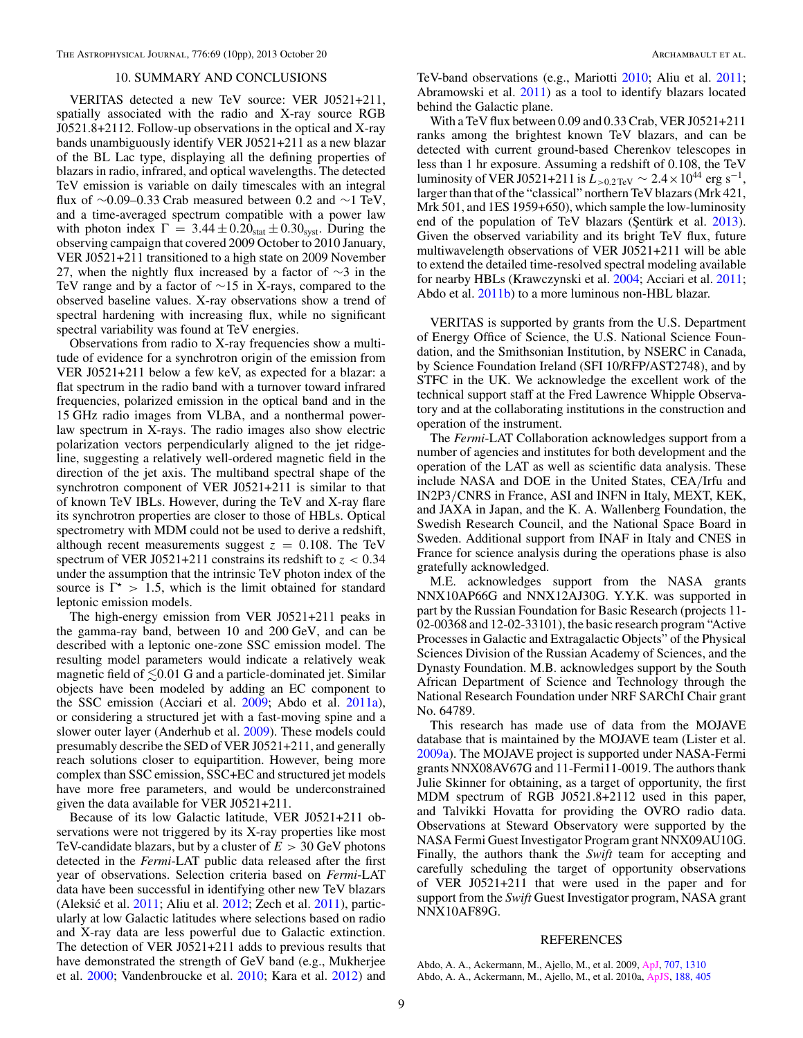## 10. SUMMARY AND CONCLUSIONS

VERITAS detected a new TeV source: VER J0521+211, spatially associated with the radio and X-ray source RGB J0521.8+2112. Follow-up observations in the optical and X-ray bands unambiguously identify VER J0521+211 as a new blazar of the BL Lac type, displaying all the defining properties of blazars in radio, infrared, and optical wavelengths. The detected TeV emission is variable on daily timescales with an integral flux of ∼0.09–0.33 Crab measured between 0.2 and ∼1 TeV, and a time-averaged spectrum compatible with a power law with photon index $\Gamma = 3.44 \pm 0.20_{\rm stat} \pm 0.30_{\rm syst}$. During the observing campaign that covered 2009 October to 2010 January, VER J0521+211 transitioned to a high state on 2009 November 27, when the nightly flux increased by a factor of ∼3 in the TeV range and by a factor of ∼15 in X-rays, compared to the observed baseline values. X-ray observations show a trend of spectral hardening with increasing flux, while no significant spectral variability was found at TeV energies.

Observations from radio to X-ray frequencies show a multitude of evidence for a synchrotron origin of the emission from VER J0521+211 below a few keV, as expected for a blazar: a flat spectrum in the radio band with a turnover toward infrared frequencies, polarized emission in the optical band and in the 15 GHz radio images from VLBA, and a nonthermal power-law spectrum in X-rays. The radio images also show electric polarization vectors perpendicularly aligned to the jet ridge-line, suggesting a relatively well-ordered magnetic field in the direction of the jet axis. The multiband spectral shape of the synchrotron component of VER J0521+211 is similar to that of known TeV IBLs. However, during the TeV and X-ray flare its synchrotron properties are closer to those of HBLs. Optical spectrometry with MDM could not be used to derive a redshift, although recent measurements suggest $z = 0.108$. The TeV spectrum of VER J0521+211 constrains its redshift to $z < 0.34$ under the assumption that the intrinsic TeV photon index of the source is $\Gamma^{\star} > 1.5$, which is the limit obtained for standard leptonic emission models.

The high-energy emission from VER J0521+211 peaks in the gamma-ray band, between 10 and 200 GeV, and can be described with a leptonic one-zone SSC emission model. The resulting model parameters would indicate a relatively weak magnetic field of $\lesssim$0.01 G and a particle-dominated jet. Similar objects have been modeled by adding an EC component to the SSC emission (Acciari et al. 2009; Abdo et al. 2011a), or considering a structured jet with a fast-moving spine and a slower outer layer (Anderhub et al. 2009). These models could presumably describe the SED of VER J0521+211, and generally reach solutions closer to equipartition. However, being more complex than SSC emission, SSC+EC and structured jet models have more free parameters, and would be underconstrained given the data available for VER J0521+211.

Because of its low Galactic latitude, VER J0521+211 observations were not triggered by its X-ray properties like most TeV-candidate blazars, but by a cluster of $E > 30$ GeV photons detected in the *Fermi*-LAT public data released after the first year of observations. Selection criteria based on *Fermi*-LAT data have been successful in identifying other new TeV blazars (Aleksić et al. 2011; Aliu et al. 2012; Zech et al. 2011), particularly at low Galactic latitudes where selections based on radio and X-ray data are less powerful due to Galactic extinction. The detection of VER J0521+211 adds to previous results that have demonstrated the strength of GeV band (e.g., Mukherjee et al. 2000; Vandenbroucke et al. 2010; Kara et al. 2012) and TeV-band observations (e.g., Mariotti 2010; Aliu et al. 2011; Abramowski et al. 2011) as a tool to identify blazars located behind the Galactic plane.

With a TeV flux between 0.09 and 0.33 Crab, VER J0521+211 ranks among the brightest known TeV blazars, and can be detected with current ground-based Cherenkov telescopes in less than 1 hr exposure. Assuming a redshift of 0.108, the TeV luminosity of VER J0521+211 is $L_{>0.2\,{\rm TeV}} \sim 2.4 \times 10^{44}$ erg s$^{-1}$, larger than that of the "classical" northern TeV blazars (Mrk 421, Mrk 501, and 1ES 1959+650), which sample the low-luminosity end of the population of TeV blazars (Şentürk et al. 2013). Given the observed variability and its bright TeV flux, future multiwavelength observations of VER J0521+211 will be able to extend the detailed time-resolved spectral modeling available for nearby HBLs (Krawczynski et al. 2004; Acciari et al. 2011; Abdo et al. 2011b) to a more luminous non-HBL blazar.

VERITAS is supported by grants from the U.S. Department of Energy Office of Science, the U.S. National Science Foundation, and the Smithsonian Institution, by NSERC in Canada, by Science Foundation Ireland (SFI 10/RFP/AST2748), and by STFC in the UK. We acknowledge the excellent work of the technical support staff at the Fred Lawrence Whipple Observatory and at the collaborating institutions in the construction and operation of the instrument.

The *Fermi*-LAT Collaboration acknowledges support from a number of agencies and institutes for both development and the operation of the LAT as well as scientific data analysis. These include NASA and DOE in the United States, CEA/Irfu and IN2P3/CNRS in France, ASI and INFN in Italy, MEXT, KEK, and JAXA in Japan, and the K. A. Wallenberg Foundation, the Swedish Research Council, and the National Space Board in Sweden. Additional support from INAF in Italy and CNES in France for science analysis during the operations phase is also gratefully acknowledged.

M.E. acknowledges support from the NASA grants NNX10AP66G and NNX12AJ30G. Y.Y.K. was supported in part by the Russian Foundation for Basic Research (projects 11-02-00368 and 12-02-33101), the basic research program "Active Processes in Galactic and Extragalactic Objects" of the Physical Sciences Division of the Russian Academy of Sciences, and the Dynasty Foundation. M.B. acknowledges support by the South African Department of Science and Technology through the National Research Foundation under NRF SARChI Chair grant No. 64789.

This research has made use of data from the MOJAVE database that is maintained by the MOJAVE team (Lister et al. 2009a). The MOJAVE project is supported under NASA-Fermi grants NNX08AV67G and 11-Fermi11-0019. The authors thank Julie Skinner for obtaining, as a target of opportunity, the first MDM spectrum of RGB J0521.8+2112 used in this paper, and Talvikki Hovatta for providing the OVRO radio data. Observations at Steward Observatory were supported by the NASA Fermi Guest Investigator Program grant NNX09AU10G. Finally, the authors thank the *Swift* team for accepting and carefully scheduling the target of opportunity observations of VER J0521+211 that were used in the paper and for support from the *Swift* Guest Investigator program, NASA grant NNX10AF89G.

## REFERENCES

Abdo, A. A., Ackermann, M., Ajello, M., et al. 2009, ApJ, 707, 1310

Abdo, A. A., Ackermann, M., Ajello, M., et al. 2010a, ApJS, 188, 405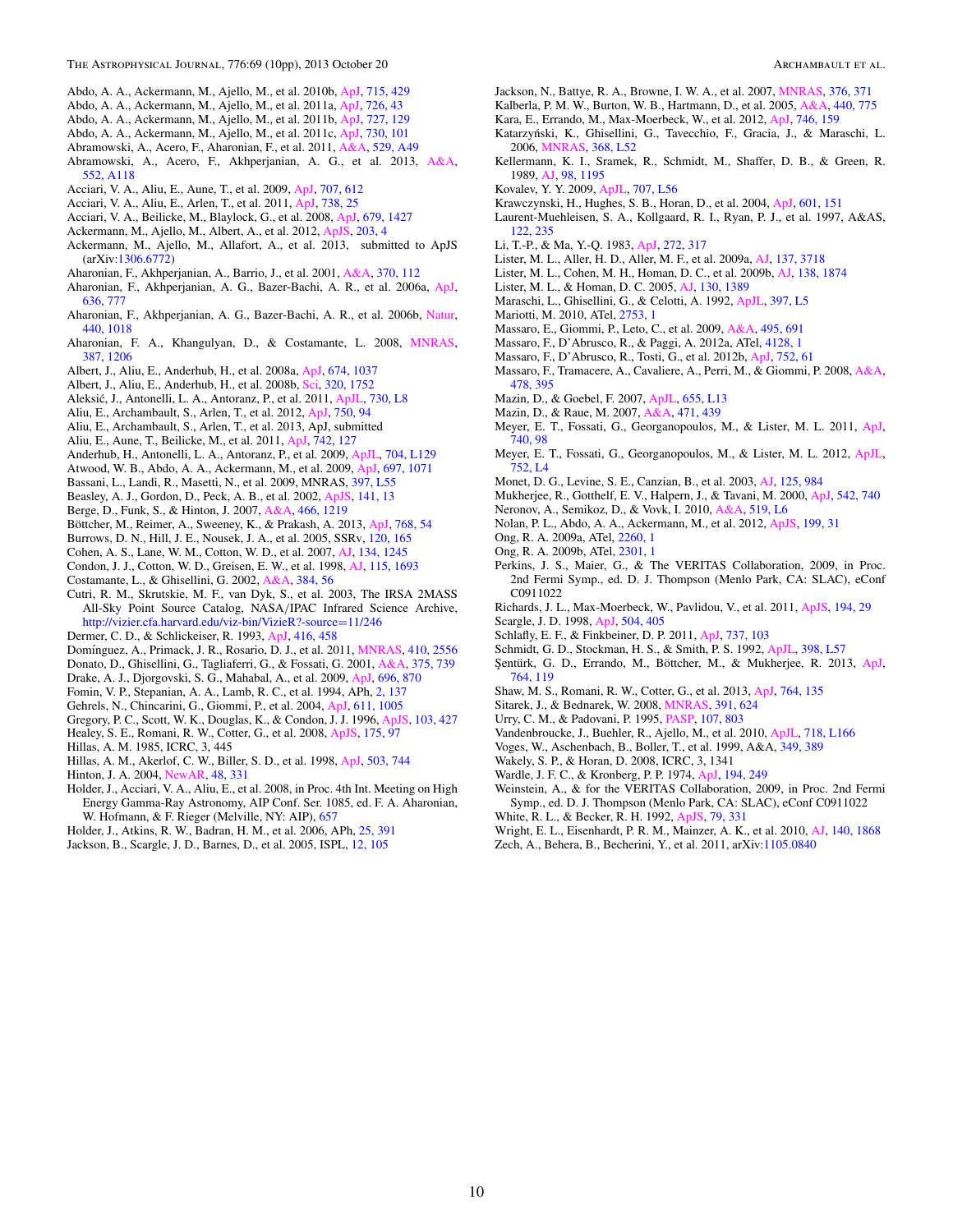Abdo, A. A., Ackermann, M., Ajello, M., et al. 2010b, ApJ, 715, 429
Abdo, A. A., Ackermann, M., Ajello, M., et al. 2011a, ApJ, 726, 43
Abdo, A. A., Ackermann, M., Ajello, M., et al. 2011b, ApJ, 727, 129
Abdo, A. A., Ackermann, M., Ajello, M., et al. 2011c, ApJ, 730, 101
Abramowski, A., Acero, F., Aharonian, F., et al. 2011, A&A, 529, A49
Abramowski, A., Acero, F., Akhperjanian, A. G., et al. 2013, A&A, 552, A118
Acciari, V. A., Aliu, E., Aune, T., et al. 2009, ApJ, 707, 612
Acciari, V. A., Aliu, E., Arlen, T., et al. 2011, ApJ, 738, 25
Acciari, V. A., Beilicke, M., Blaylock, G., et al. 2008, ApJ, 679, 1427
Ackermann, M., Ajello, M., Albert, A., et al. 2012, ApJS, 203, 4
Ackermann, M., Ajello, M., Allafort, A., et al. 2013, submitted to ApJS (arXiv:1306.6772)
Aharonian, F., Akhperjanian, A., Barrio, J., et al. 2001, A&A, 370, 112
Aharonian, F., Akhperjanian, A. G., Bazer-Bachi, A. R., et al. 2006a, ApJ, 636, 777
Aharonian, F., Akhperjanian, A. G., Bazer-Bachi, A. R., et al. 2006b, Natur, 440, 1018
Aharonian, F. A., Khangulyan, D., & Costamante, L. 2008, MNRAS, 387, 1206
Albert, J., Aliu, E., Anderhub, H., et al. 2008a, ApJ, 674, 1037
Albert, J., Aliu, E., Anderhub, H., et al. 2008b, Sci, 320, 1752
Aleksić, J., Antonelli, L. A., Antoranz, P., et al. 2011, ApJL, 730, L8
Aliu, E., Archambault, S., Arlen, T., et al. 2012, ApJ, 750, 94
Aliu, E., Archambault, S., Arlen, T., et al. 2013, ApJ, submitted
Aliu, E., Aune, T., Beilicke, M., et al. 2011, ApJ, 742, 127
Anderhub, H., Antonelli, L. A., Antoranz, P., et al. 2009, ApJL, 704, L129
Atwood, W. B., Abdo, A. A., Ackermann, M., et al. 2009, ApJ, 697, 1071
Bassani, L., Landi, R., Masetti, N., et al. 2009, MNRAS, 397, L55
Beasley, A. J., Gordon, D., Peck, A. B., et al. 2002, ApJS, 141, 13
Berge, D., Funk, S., & Hinton, J. 2007, A&A, 466, 1219
Böttcher, M., Reimer, A., Sweeney, K., & Prakash, A. 2013, ApJ, 768, 54
Burrows, D. N., Hill, J. E., Nousek, J. A., et al. 2005, SSRv, 120, 165
Cohen, A. S., Lane, W. M., Cotton, W. D., et al. 2007, AJ, 134, 1245
Condon, J. J., Cotton, W. D., Greisen, E. W., et al. 1998, AJ, 115, 1693
Costamante, L., & Ghisellini, G. 2002, A&A, 384, 56
Cutri, R. M., Skrutskie, M. F., van Dyk, S., et al. 2003, The IRSA 2MASS All-Sky Point Source Catalog, NASA/IPAC Infrared Science Archive, http://vizier.cfa.harvard.edu/viz-bin/VizieR?-source=11/246
Dermer, C. D., & Schlickeiser, R. 1993, ApJ, 416, 458
Domínguez, A., Primack, J. R., Rosario, D. J., et al. 2011, MNRAS, 410, 2556
Donato, D., Ghisellini, G., Tagliaferri, G., & Fossati, G. 2001, A&A, 375, 739
Drake, A. J., Djorgovski, S. G., Mahabal, A., et al. 2009, ApJ, 696, 870
Fomin, V. P., Stepanian, A. A., Lamb, R. C., et al. 1994, APh, 2, 137
Gehrels, N., Chincarini, G., Giommi, P., et al. 2004, ApJ, 611, 1005
Gregory, P. C., Scott, W. K., Douglas, K., & Condon, J. J. 1996, ApJS, 103, 427
Healey, S. E., Romani, R. W., Cotter, G., et al. 2008, ApJS, 175, 97
Hillas, A. M. 1985, ICRC, 3, 445
Hillas, A. M., Akerlof, C. W., Biller, S. D., et al. 1998, ApJ, 503, 744
Hinton, J. A. 2004, NewAR, 48, 331
Holder, J., Acciari, V. A., Aliu, E., et al. 2008, in Proc. 4th Int. Meeting on High Energy Gamma-Ray Astronomy, AIP Conf. Ser. 1085, ed. F. A. Aharonian, W. Hofmann, & F. Rieger (Melville, NY: AIP), 657
Holder, J., Atkins, R. W., Badran, H. M., et al. 2006, APh, 25, 391
Jackson, B., Scargle, J. D., Barnes, D., et al. 2005, ISPL, 12, 105
Jackson, N., Battye, R. A., Browne, I. W. A., et al. 2007, MNRAS, 376, 371
Kalberla, P. M. W., Burton, W. B., Hartmann, D., et al. 2005, A&A, 440, 775
Kara, E., Errando, M., Max-Moerbeck, W., et al. 2012, ApJ, 746, 159
Katarzyński, K., Ghisellini, G., Tavecchio, F., Gracia, J., & Maraschi, L. 2006, MNRAS, 368, L52
Kellermann, K. I., Sramek, R., Schmidt, M., Shaffer, D. B., & Green, R. 1989, AJ, 98, 1195
Kovalev, Y. Y. 2009, ApJL, 707, L56
Krawczynski, H., Hughes, S. B., Horan, D., et al. 2004, ApJ, 601, 151
Laurent-Muehleisen, S. A., Kollgaard, R. I., Ryan, P. J., et al. 1997, A&AS, 122, 235
Li, T.-P., & Ma, Y.-Q. 1983, ApJ, 272, 317
Lister, M. L., Aller, H. D., Aller, M. F., et al. 2009a, AJ, 137, 3718
Lister, M. L., Cohen, M. H., Homan, D. C., et al. 2009b, AJ, 138, 1874
Lister, M. L., & Homan, D. C. 2005, AJ, 130, 1389
Maraschi, L., Ghisellini, G., & Celotti, A. 1992, ApJL, 397, L5
Mariotti, M. 2010, ATel, 2753, 1
Massaro, E., Giommi, P., Leto, C., et al. 2009, A&A, 495, 691
Massaro, F., D'Abrusco, R., & Paggi, A. 2012a, ATel, 4128, 1
Massaro, F., D'Abrusco, R., Tosti, G., et al. 2012b, ApJ, 752, 61
Massaro, F., Tramacere, A., Cavaliere, A., Perri, M., & Giommi, P. 2008, A&A, 478, 395
Mazin, D., & Goebel, F. 2007, ApJL, 655, L13
Mazin, D., & Raue, M. 2007, A&A, 471, 439
Meyer, E. T., Fossati, G., Georganopoulos, M., & Lister, M. L. 2011, ApJ, 740, 98
Meyer, E. T., Fossati, G., Georganopoulos, M., & Lister, M. L. 2012, ApJL, 752, L4
Monet, D. G., Levine, S. E., Canzian, B., et al. 2003, AJ, 125, 984
Mukherjee, R., Gotthelf, E. V., Halpern, J., & Tavani, M. 2000, ApJ, 542, 740
Neronov, A., Semikoz, D., & Vovk, I. 2010, A&A, 519, L6
Nolan, P. L., Abdo, A. A., Ackermann, M., et al. 2012, ApJS, 199, 31
Ong, R. A. 2009a, ATel, 2260, 1
Ong, R. A. 2009b, ATel, 2301, 1
Perkins, J. S., Maier, G., & The VERITAS Collaboration, 2009, in Proc. 2nd Fermi Symp., ed. D. J. Thompson (Menlo Park, CA: SLAC), eConf C0911022
Richards, J. L., Max-Moerbeck, W., Pavlidou, V., et al. 2011, ApJS, 194, 29
Scargle, J. D. 1998, ApJ, 504, 405
Schlafly, E. F., & Finkbeiner, D. P. 2011, ApJ, 737, 103
Schmidt, G. D., Stockman, H. S., & Smith, P. S. 1992, ApJL, 398, L57
Şentürk, G. D., Errando, M., Böttcher, M., & Mukherjee, R. 2013, ApJ, 764, 119
Shaw, M. S., Romani, R. W., Cotter, G., et al. 2013, ApJ, 764, 135
Sitarek, J., & Bednarek, W. 2008, MNRAS, 391, 624
Urry, C. M., & Padovani, P. 1995, PASP, 107, 803
Vandenbroucke, J., Buehler, R., Ajello, M., et al. 2010, ApJL, 718, L166
Voges, W., Aschenbach, B., Boller, T., et al. 1999, A&A, 349, 389
Wakely, S. P., & Horan, D. 2008, ICRC, 3, 1341
Wardle, J. F. C., & Kronberg, P. P. 1974, ApJ, 194, 249
Weinstein, A., & for the VERITAS Collaboration, 2009, in Proc. 2nd Fermi Symp., ed. D. J. Thompson (Menlo Park, CA: SLAC), eConf C0911022
White, R. L., & Becker, R. H. 1992, ApJS, 79, 331
Wright, E. L., Eisenhardt, P. R. M., Mainzer, A. K., et al. 2010, AJ, 140, 1868
Zech, A., Behera, B., Becherini, Y., et al. 2011, arXiv:1105.0840